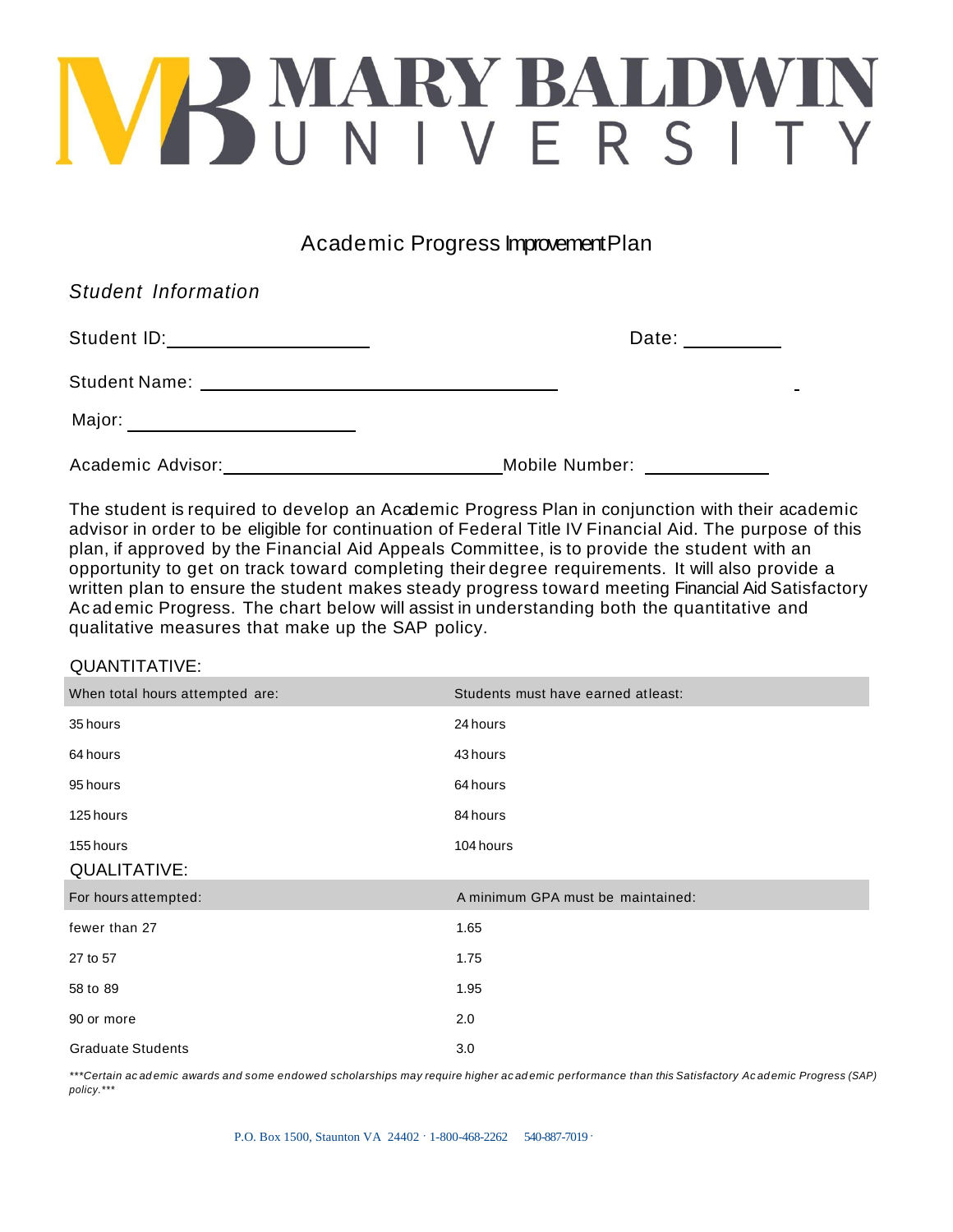# MARY BALDWIN UNIVERSITY

## Academic Progress Improvement Plan

*Student Information*

Student ID: ____________________ Date: __________

Student Name: ____________________________________

Major: ______________________

Academic Advisor: ____________________________ Mobile Number: ____________

The student is required to develop an Academic Progress Plan in conjunction with their academic advisor in order to be eligible for continuation of Federal Title IV Financial Aid. The purpose of this plan, if approved by the Financial Aid Appeals Committee, is to provide the student with an opportunity to get on track toward completing their degree requirements. It will also provide a written plan to ensure the student makes steady progress toward meeting Financial Aid Satisfactory Academic Progress. The chart below will assist in understanding both the quantitative and qualitative measures that make up the SAP policy.

QUANTITATIVE:

| When total hours attempted are: | Students must have earned atleast: |
| --- | --- |
| 35 hours | 24 hours |
| 64 hours | 43 hours |
| 95 hours | 64 hours |
| 125 hours | 84 hours |
| 155 hours | 104 hours |

QUALITATIVE:

| For hours attempted: | A minimum GPA must be maintained: |
| --- | --- |
| fewer than 27 | 1.65 |
| 27 to 57 | 1.75 |
| 58 to 89 | 1.95 |
| 90 or more | 2.0 |
| Graduate Students | 3.0 |

****Certain academic awards and some endowed scholarships may require higher academic performance than this Satisfactory Academic Progress (SAP) policy.****

P.O. Box 1500, Staunton VA 24402 · 1-800-468-2262 540-887-7019 ·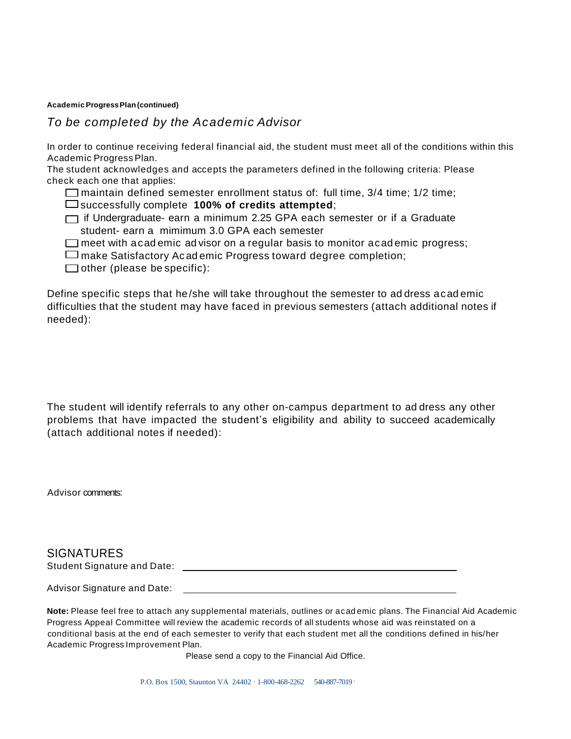**Academic Progress Plan (continued)**

*To be completed by the Academic Advisor*

In order to continue receiving federal financial aid, the student must meet all of the conditions within this Academic Progress Plan.

The student acknowledges and accepts the parameters defined in the following criteria: Please check each one that applies:

- ☐ maintain defined semester enrollment status of: full time, 3/4 time; 1/2 time;
- ☐ successfully complete **100% of credits attempted**;
- ☐ if Undergraduate- earn a minimum 2.25 GPA each semester or if a Graduate student- earn a mimimum 3.0 GPA each semester
- ☐ meet with academic advisor on a regular basis to monitor academic progress;
- ☐ make Satisfactory Academic Progress toward degree completion;
- ☐ other (please be specific):

Define specific steps that he/she will take throughout the semester to address academic difficulties that the student may have faced in previous semesters (attach additional notes if needed):

The student will identify referrals to any other on-campus department to address any other problems that have impacted the student's eligibility and ability to succeed academically (attach additional notes if needed):

Advisor comments:

SIGNATURES

Student Signature and Date: ______________________________

Advisor Signature and Date: ______________________________

**Note:** Please feel free to attach any supplemental materials, outlines or academic plans. The Financial Aid Academic Progress Appeal Committee will review the academic records of all students whose aid was reinstated on a conditional basis at the end of each semester to verify that each student met all the conditions defined in his/her Academic Progress Improvement Plan.

Please send a copy to the Financial Aid Office.

P.O. Box 1500, Staunton VA 24402 · 1-800-468-2262 540-887-7019 ·